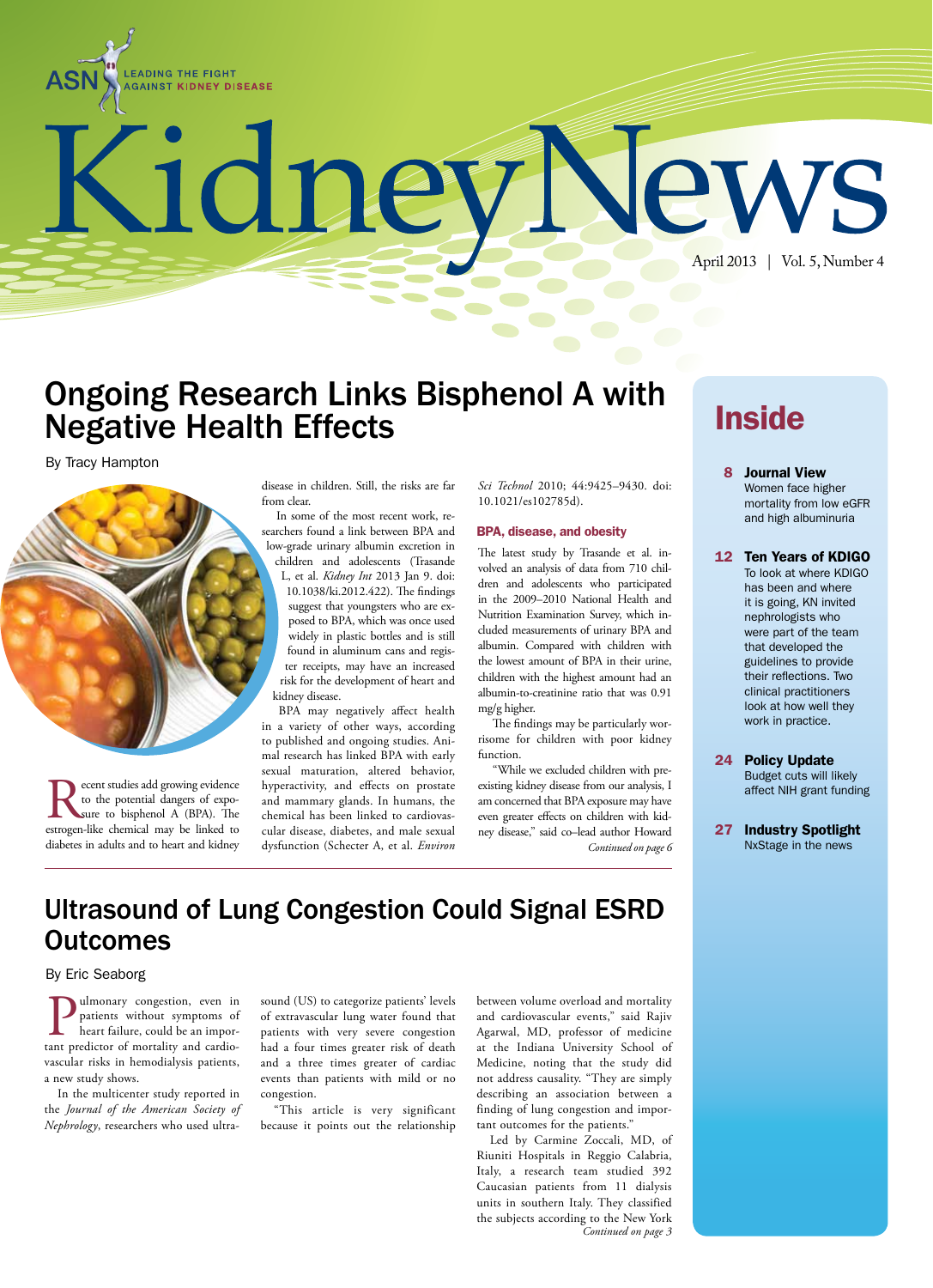ASN LEADING THE FIGHT AGAINST KIDNEY DISEASE

# Kidney News

April 2013 | Vol. 5, Number 4

## Ongoing Research Links Bisphenol A with Negative Health Effects

By Tracy Hampton

Recent studies add growing evidence to the potential dangers of exposure to bisphenol A (BPA). The estrogen-like chemical may be linked to diabetes in adults and to heart and kidney disease in children. Still, the risks are far from clear.

In some of the most recent work, researchers found a link between BPA and low-grade urinary albumin excretion in children and adolescents (Trasande L, et al. *Kidney Int* 2013 Jan 9. doi: 10.1038/ki.2012.422). The findings suggest that youngsters who are exposed to BPA, which was once used widely in plastic bottles and is still found in aluminum cans and register receipts, may have an increased risk for the development of heart and kidney disease.

BPA may negatively affect health in a variety of other ways, according to published and ongoing studies. Animal research has linked BPA with early sexual maturation, hyperactivity, altered behavior, and effects on prostate and mammary glands. In humans, the chemical has been linked to cardiovascular disease, diabetes, and male sexual dysfunction (Schecter A, et al. *Environ Sci Technol* 2010; 44:9425–9430. doi: 10.1021/es102785d).

### BPA, disease, and obesity

The latest study by Trasande et al. involved an analysis of data from 710 children and adolescents who participated in the 2009–2010 National Health and Nutrition Examination Survey, which included measurements of urinary BPA and albumin. Compared with children with the lowest amount of BPA in their urine, children with the highest amount had an albumin-to-creatinine ratio that was 0.91 mg/g higher.

The findings may be particularly worrisome for children with poor kidney function.

"While we excluded children with preexisting kidney disease from our analysis, I am concerned that BPA exposure may have even greater effects on children with kidney disease," said co–lead author Howard

*Continued on page 6*

## Inside

**8 Journal View**
Women face higher mortality from low eGFR and high albuminuria

**12 Ten Years of KDIGO**
To look at where KDIGO has been and where it is going, KN invited nephrologists who were part of the team that developed the guidelines to provide their reflections. Two clinical practitioners look at how well they work in practice.

**24 Policy Update**
Budget cuts will likely affect NIH grant funding

**27 Industry Spotlight**
NxStage in the news

## Ultrasound of Lung Congestion Could Signal ESRD Outcomes

By Eric Seaborg

Pulmonary congestion, even in patients without symptoms of heart failure, could be an important predictor of mortality and cardiovascular risks in hemodialysis patients, a new study shows.

In the multicenter study reported in the *Journal of the American Society of Nephrology*, researchers who used ultrasound (US) to categorize patients' levels of extravascular lung water found that patients with very severe congestion had a four times greater risk of death and a three times greater of cardiac events than patients with mild or no congestion.

"This article is very significant because it points out the relationship between volume overload and mortality and cardiovascular events," said Rajiv Agarwal, MD, professor of medicine at the Indiana University School of Medicine, noting that the study did not address causality. "They are simply describing an association between a finding of lung congestion and important outcomes for the patients."

Led by Carmine Zoccali, MD, of Riuniti Hospitals in Reggio Calabria, Italy, a research team studied 392 Caucasian patients from 11 dialysis units in southern Italy. They classified the subjects according to the New York

*Continued on page 3*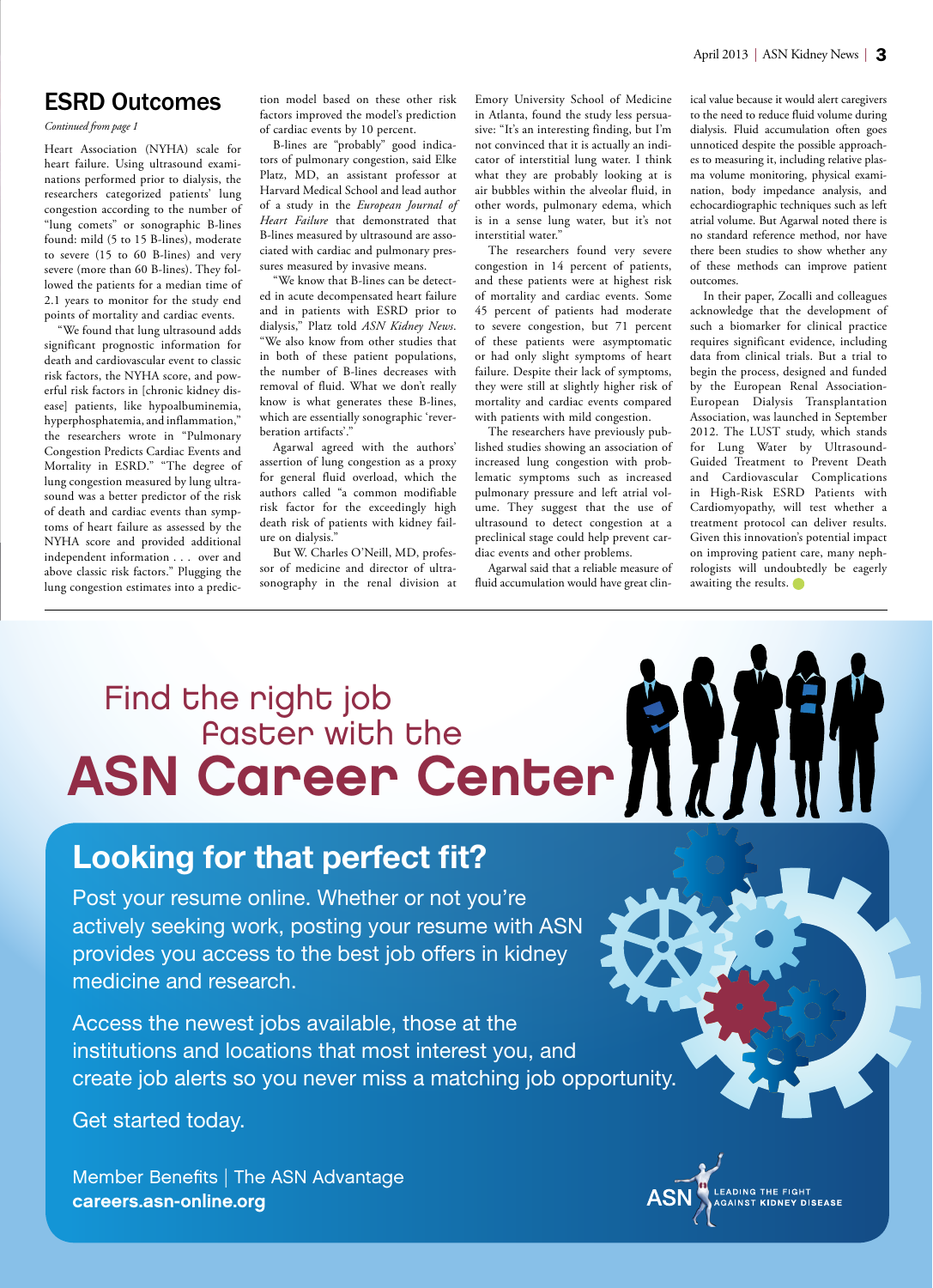## ESRD Outcomes

*Continued from page 1*

Heart Association (NYHA) scale for heart failure. Using ultrasound examinations performed prior to dialysis, the researchers categorized patients' lung congestion according to the number of "lung comets" or sonographic B-lines found: mild (5 to 15 B-lines), moderate to severe (15 to 60 B-lines) and very severe (more than 60 B-lines). They followed the patients for a median time of 2.1 years to monitor for the study end points of mortality and cardiac events.

"We found that lung ultrasound adds significant prognostic information for death and cardiovascular event to classic risk factors, the NYHA score, and powerful risk factors in [chronic kidney disease] patients, like hypoalbuminemia, hyperphosphatemia, and inflammation," the researchers wrote in "Pulmonary Congestion Predicts Cardiac Events and Mortality in ESRD." "The degree of lung congestion measured by lung ultrasound was a better predictor of the risk of death and cardiac events than symptoms of heart failure as assessed by the NYHA score and provided additional independent information . . . over and above classic risk factors." Plugging the lung congestion estimates into a prediction model based on these other risk factors improved the model's prediction of cardiac events by 10 percent.

B-lines are "probably" good indicators of pulmonary congestion, said Elke Platz, MD, an assistant professor at Harvard Medical School and lead author of a study in the *European Journal of Heart Failure* that demonstrated that B-lines measured by ultrasound are associated with cardiac and pulmonary pressures measured by invasive means.

"We know that B-lines can be detected in acute decompensated heart failure and in patients with ESRD prior to dialysis," Platz told *ASN Kidney News*. "We also know from other studies that in both of these patient populations, the number of B-lines decreases with removal of fluid. What we don't really know is what generates these B-lines, which are essentially sonographic 'reverberation artifacts'."

Agarwal agreed with the authors' assertion of lung congestion as a proxy for general fluid overload, which the authors called "a common modifiable risk factor for the exceedingly high death risk of patients with kidney failure on dialysis."

But W. Charles O'Neill, MD, professor of medicine and director of ultrasonography in the renal division at Emory University School of Medicine in Atlanta, found the study less persuasive: "It's an interesting finding, but I'm not convinced that it is actually an indicator of interstitial lung water. I think what they are probably looking at is air bubbles within the alveolar fluid, in other words, pulmonary edema, which is in a sense lung water, but it's not interstitial water."

The researchers found very severe congestion in 14 percent of patients, and these patients were at highest risk of mortality and cardiac events. Some 45 percent of patients had moderate to severe congestion, but 71 percent of these patients were asymptomatic or had only slight symptoms of heart failure. Despite their lack of symptoms, they were still at slightly higher risk of mortality and cardiac events compared with patients with mild congestion.

The researchers have previously published studies showing an association of increased lung congestion with problematic symptoms such as increased pulmonary pressure and left atrial volume. They suggest that the use of ultrasound to detect congestion at a preclinical stage could help prevent cardiac events and other problems.

Agarwal said that a reliable measure of fluid accumulation would have great clinical value because it would alert caregivers to the need to reduce fluid volume during dialysis. Fluid accumulation often goes unnoticed despite the possible approaches to measuring it, including relative plasma volume monitoring, physical examination, body impedance analysis, and echocardiographic techniques such as left atrial volume. But Agarwal noted there is no standard reference method, nor have there been studies to show whether any of these methods can improve patient outcomes.

In their paper, Zocalli and colleagues acknowledge that the development of such a biomarker for clinical practice requires significant evidence, including data from clinical trials. But a trial to begin the process, designed and funded by the European Renal Association-European Dialysis Transplantation Association, was launched in September 2012. The LUST study, which stands for Lung Water by Ultrasound-Guided Treatment to Prevent Death and Cardiovascular Complications in High-Risk ESRD Patients with Cardiomyopathy, will test whether a treatment protocol can deliver results. Given this innovation's potential impact on improving patient care, many nephrologists will undoubtedly be eagerly awaiting the results.

---

Find the right job faster with the

# ASN Career Center

## Looking for that perfect fit?

Post your resume online. Whether or not you're actively seeking work, posting your resume with ASN provides you access to the best job offers in kidney medicine and research.

Access the newest jobs available, those at the institutions and locations that most interest you, and create job alerts so you never miss a matching job opportunity.

Get started today.

Member Benefits | The ASN Advantage
**careers.asn-online.org**

ASN LEADING THE FIGHT AGAINST KIDNEY DISEASE